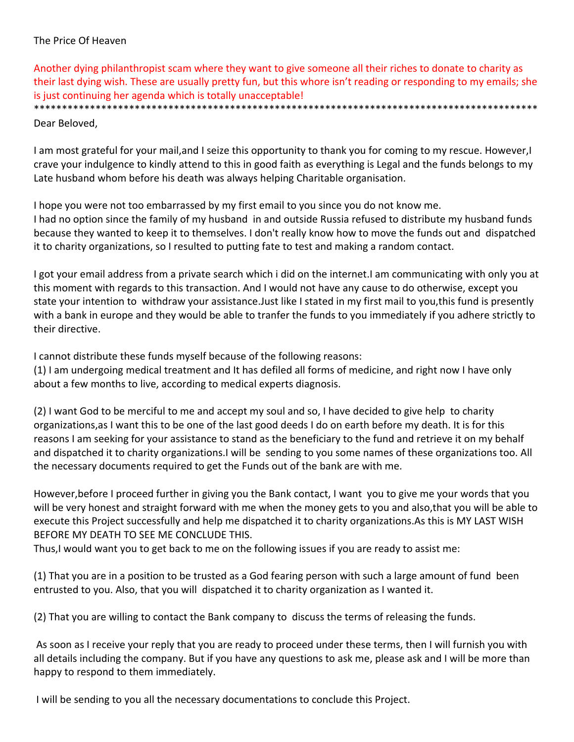The Price Of Heaven

Another dying philanthropist scam where they want to give someone all their riches to donate to charity as their last dying wish. These are usually pretty fun, but this whore isn't reading or responding to my emails; she is just continuing her agenda which is totally unacceptable!

******************************************************************************************

Dear Beloved,

I am most grateful for your mail,and I seize this opportunity to thank you for coming to my rescue. However,I crave your indulgence to kindly attend to this in good faith as everything is Legal and the funds belongs to my Late husband whom before his death was always helping Charitable organisation.

I hope you were not too embarrassed by my first email to you since you do not know me.
I had no option since the family of my husband in and outside Russia refused to distribute my husband funds because they wanted to keep it to themselves. I don't really know how to move the funds out and dispatched it to charity organizations, so I resulted to putting fate to test and making a random contact.

I got your email address from a private search which i did on the internet.I am communicating with only you at this moment with regards to this transaction. And I would not have any cause to do otherwise, except you state your intention to withdraw your assistance.Just like I stated in my first mail to you,this fund is presently with a bank in europe and they would be able to tranfer the funds to you immediately if you adhere strictly to their directive.

I cannot distribute these funds myself because of the following reasons:
(1) I am undergoing medical treatment and It has defiled all forms of medicine, and right now I have only about a few months to live, according to medical experts diagnosis.

(2) I want God to be merciful to me and accept my soul and so, I have decided to give help to charity organizations,as I want this to be one of the last good deeds I do on earth before my death. It is for this reasons I am seeking for your assistance to stand as the beneficiary to the fund and retrieve it on my behalf and dispatched it to charity organizations.I will be sending to you some names of these organizations too. All the necessary documents required to get the Funds out of the bank are with me.

However,before I proceed further in giving you the Bank contact, I want you to give me your words that you will be very honest and straight forward with me when the money gets to you and also,that you will be able to execute this Project successfully and help me dispatched it to charity organizations.As this is MY LAST WISH BEFORE MY DEATH TO SEE ME CONCLUDE THIS.
Thus,I would want you to get back to me on the following issues if you are ready to assist me:

(1) That you are in a position to be trusted as a God fearing person with such a large amount of fund been entrusted to you. Also, that you will dispatched it to charity organization as I wanted it.

(2) That you are willing to contact the Bank company to discuss the terms of releasing the funds.

As soon as I receive your reply that you are ready to proceed under these terms, then I will furnish you with all details including the company. But if you have any questions to ask me, please ask and I will be more than happy to respond to them immediately.

I will be sending to you all the necessary documentations to conclude this Project.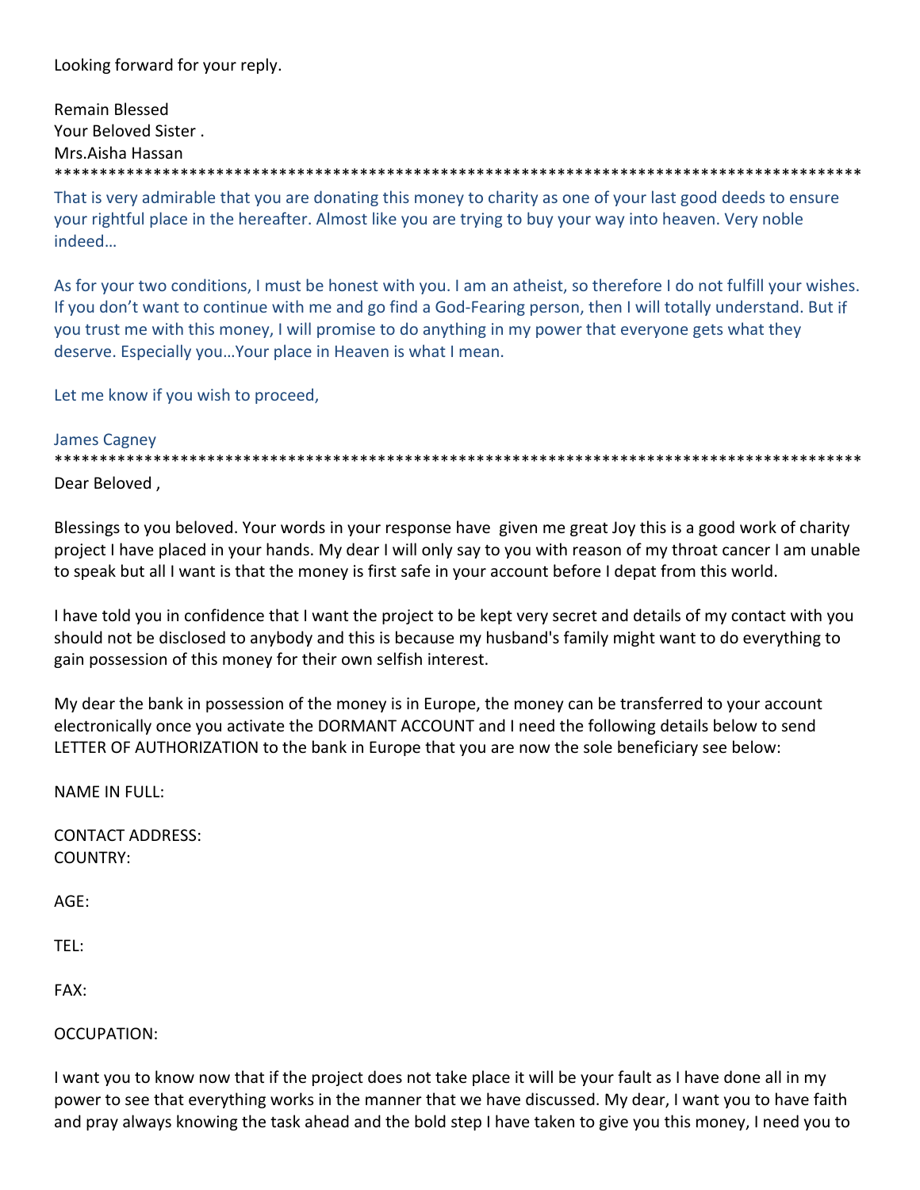Looking forward for your reply.

Remain Blessed
Your Beloved Sister .
Mrs.Aisha Hassan

*********************************************************************************************

That is very admirable that you are donating this money to charity as one of your last good deeds to ensure your rightful place in the hereafter. Almost like you are trying to buy your way into heaven. Very noble indeed…

As for your two conditions, I must be honest with you. I am an atheist, so therefore I do not fulfill your wishes. If you don't want to continue with me and go find a God-Fearing person, then I will totally understand. But if you trust me with this money, I will promise to do anything in my power that everyone gets what they deserve. Especially you…Your place in Heaven is what I mean.

Let me know if you wish to proceed,

James Cagney

*********************************************************************************************

Dear Beloved ,

Blessings to you beloved. Your words in your response have given me great Joy this is a good work of charity project I have placed in your hands. My dear I will only say to you with reason of my throat cancer I am unable to speak but all I want is that the money is first safe in your account before I depat from this world.

I have told you in confidence that I want the project to be kept very secret and details of my contact with you should not be disclosed to anybody and this is because my husband's family might want to do everything to gain possession of this money for their own selfish interest.

My dear the bank in possession of the money is in Europe, the money can be transferred to your account electronically once you activate the DORMANT ACCOUNT and I need the following details below to send LETTER OF AUTHORIZATION to the bank in Europe that you are now the sole beneficiary see below:

NAME IN FULL:

CONTACT ADDRESS:
COUNTRY:

AGE:

TEL:

FAX:

OCCUPATION:

I want you to know now that if the project does not take place it will be your fault as I have done all in my power to see that everything works in the manner that we have discussed. My dear, I want you to have faith and pray always knowing the task ahead and the bold step I have taken to give you this money, I need you to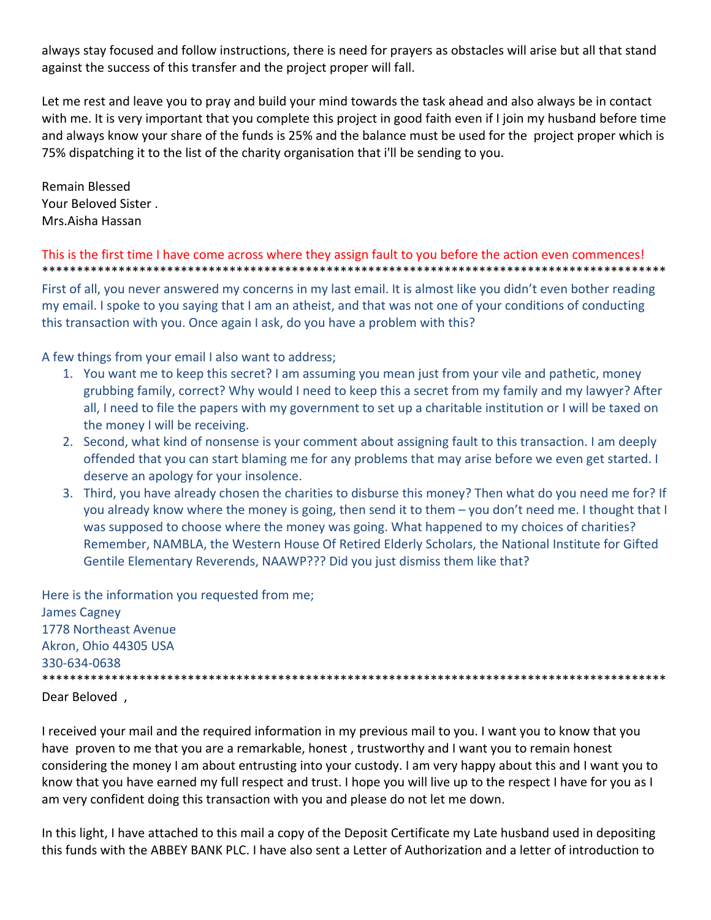always stay focused and follow instructions, there is need for prayers as obstacles will arise but all that stand against the success of this transfer and the project proper will fall.

Let me rest and leave you to pray and build your mind towards the task ahead and also always be in contact with me. It is very important that you complete this project in good faith even if I join my husband before time and always know your share of the funds is 25% and the balance must be used for the project proper which is 75% dispatching it to the list of the charity organisation that i'll be sending to you.

Remain Blessed
Your Beloved Sister .
Mrs.Aisha Hassan

This is the first time I have come across where they assign fault to you before the action even commences!

*********************************************************************************************

First of all, you never answered my concerns in my last email. It is almost like you didn't even bother reading my email. I spoke to you saying that I am an atheist, and that was not one of your conditions of conducting this transaction with you. Once again I ask, do you have a problem with this?

A few things from your email I also want to address;

1. You want me to keep this secret? I am assuming you mean just from your vile and pathetic, money grubbing family, correct? Why would I need to keep this a secret from my family and my lawyer? After all, I need to file the papers with my government to set up a charitable institution or I will be taxed on the money I will be receiving.
2. Second, what kind of nonsense is your comment about assigning fault to this transaction. I am deeply offended that you can start blaming me for any problems that may arise before we even get started. I deserve an apology for your insolence.
3. Third, you have already chosen the charities to disburse this money? Then what do you need me for? If you already know where the money is going, then send it to them – you don't need me. I thought that I was supposed to choose where the money was going. What happened to my choices of charities? Remember, NAMBLA, the Western House Of Retired Elderly Scholars, the National Institute for Gifted Gentile Elementary Reverends, NAAWP??? Did you just dismiss them like that?

Here is the information you requested from me;
James Cagney
1778 Northeast Avenue
Akron, Ohio 44305 USA
330-634-0638

*********************************************************************************************

Dear Beloved ,

I received your mail and the required information in my previous mail to you. I want you to know that you have proven to me that you are a remarkable, honest , trustworthy and I want you to remain honest considering the money I am about entrusting into your custody. I am very happy about this and I want you to know that you have earned my full respect and trust. I hope you will live up to the respect I have for you as I am very confident doing this transaction with you and please do not let me down.

In this light, I have attached to this mail a copy of the Deposit Certificate my Late husband used in depositing this funds with the ABBEY BANK PLC. I have also sent a Letter of Authorization and a letter of introduction to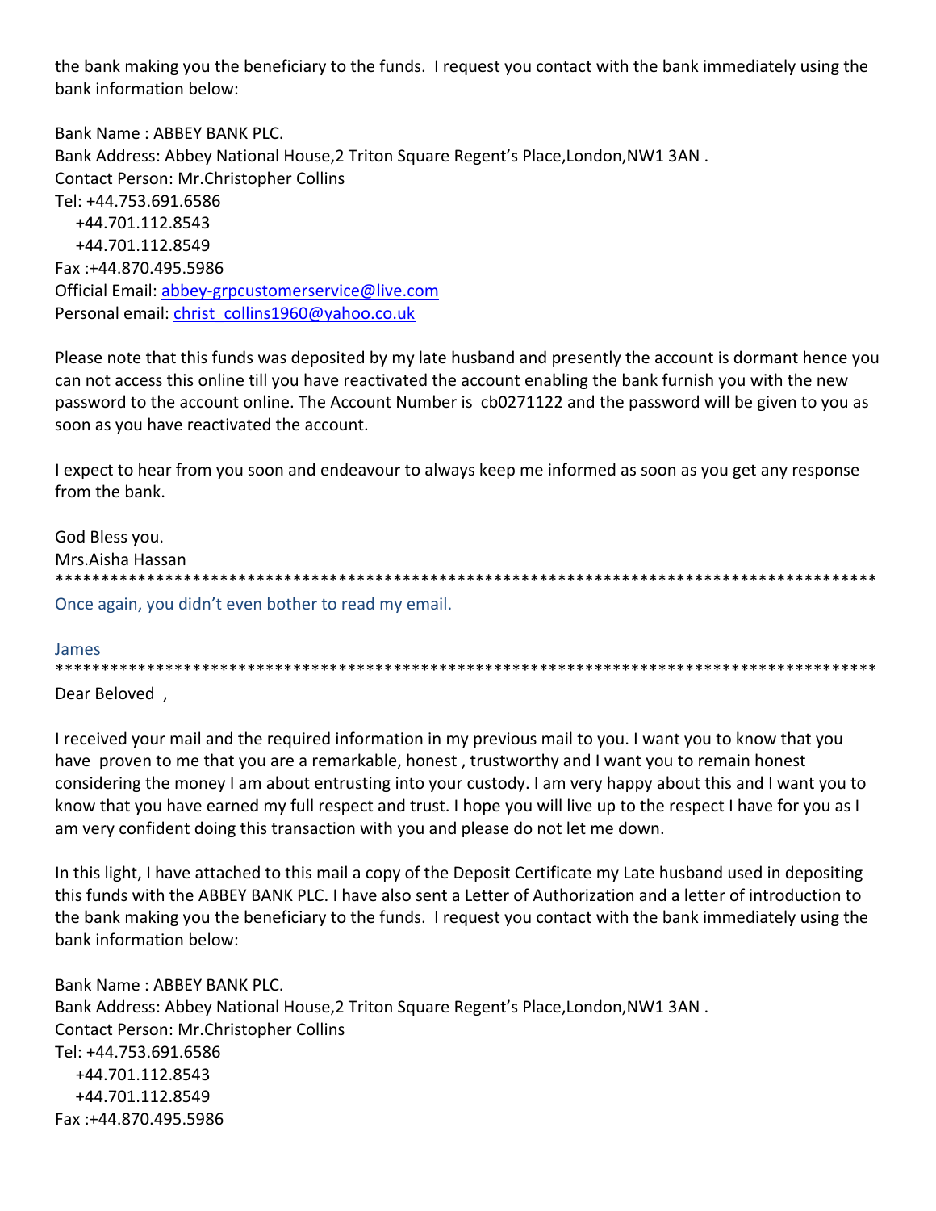the bank making you the beneficiary to the funds.  I request you contact with the bank immediately using the bank information below:

Bank Name : ABBEY BANK PLC.
Bank Address: Abbey National House,2 Triton Square Regent's Place,London,NW1 3AN .
Contact Person: Mr.Christopher Collins
Tel: +44.753.691.6586
   +44.701.112.8543
   +44.701.112.8549
Fax :+44.870.495.5986
Official Email: abbey-grpcustomerservice@live.com
Personal email: christ_collins1960@yahoo.co.uk

Please note that this funds was deposited by my late husband and presently the account is dormant hence you can not access this online till you have reactivated the account enabling the bank furnish you with the new password to the account online. The Account Number is  cb0271122 and the password will be given to you as soon as you have reactivated the account.

I expect to hear from you soon and endeavour to always keep me informed as soon as you get any response from the bank.

God Bless you.
Mrs.Aisha Hassan

*******************************************************************************************

Once again, you didn't even bother to read my email.

James

*******************************************************************************************

Dear Beloved ,

I received your mail and the required information in my previous mail to you. I want you to know that you have  proven to me that you are a remarkable, honest , trustworthy and I want you to remain honest considering the money I am about entrusting into your custody. I am very happy about this and I want you to know that you have earned my full respect and trust. I hope you will live up to the respect I have for you as I am very confident doing this transaction with you and please do not let me down.

In this light, I have attached to this mail a copy of the Deposit Certificate my Late husband used in depositing this funds with the ABBEY BANK PLC. I have also sent a Letter of Authorization and a letter of introduction to the bank making you the beneficiary to the funds.  I request you contact with the bank immediately using the bank information below:

Bank Name : ABBEY BANK PLC.
Bank Address: Abbey National House,2 Triton Square Regent's Place,London,NW1 3AN .
Contact Person: Mr.Christopher Collins
Tel: +44.753.691.6586
   +44.701.112.8543
   +44.701.112.8549
Fax :+44.870.495.5986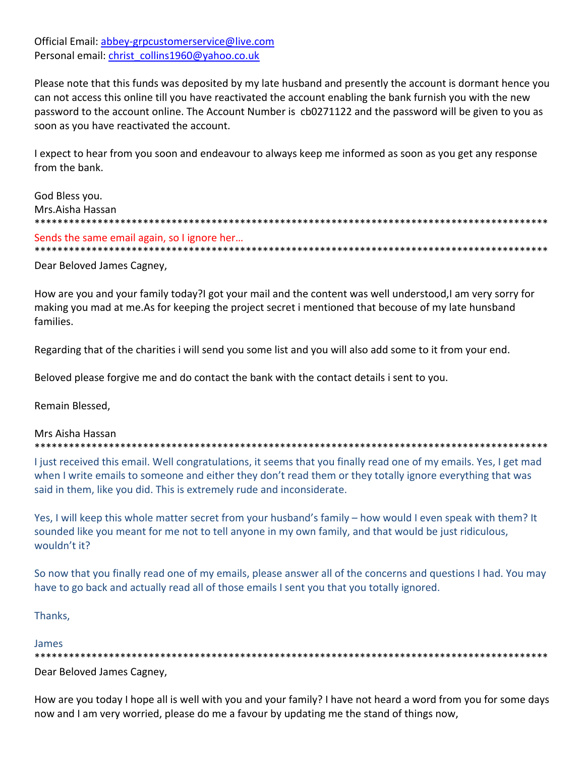Official Email: abbey-grpcustomerservice@live.com
Personal email: christ_collins1960@yahoo.co.uk

Please note that this funds was deposited by my late husband and presently the account is dormant hence you can not access this online till you have reactivated the account enabling the bank furnish you with the new password to the account online. The Account Number is cb0271122 and the password will be given to you as soon as you have reactivated the account.

I expect to hear from you soon and endeavour to always keep me informed as soon as you get any response from the bank.

God Bless you.
Mrs.Aisha Hassan

*******************************************************************************************

Sends the same email again, so I ignore her…

*******************************************************************************************

Dear Beloved James Cagney,

How are you and your family today?I got your mail and the content was well understood,I am very sorry for making you mad at me.As for keeping the project secret i mentioned that becouse of my late hunsband families.

Regarding that of the charities i will send you some list and you will also add some to it from your end.

Beloved please forgive me and do contact the bank with the contact details i sent to you.

Remain Blessed,

Mrs Aisha Hassan

*******************************************************************************************

I just received this email. Well congratulations, it seems that you finally read one of my emails. Yes, I get mad when I write emails to someone and either they don't read them or they totally ignore everything that was said in them, like you did. This is extremely rude and inconsiderate.

Yes, I will keep this whole matter secret from your husband's family – how would I even speak with them? It sounded like you meant for me not to tell anyone in my own family, and that would be just ridiculous, wouldn't it?

So now that you finally read one of my emails, please answer all of the concerns and questions I had. You may have to go back and actually read all of those emails I sent you that you totally ignored.

Thanks,

James

*******************************************************************************************

Dear Beloved James Cagney,

How are you today I hope all is well with you and your family? I have not heard a word from you for some days now and I am very worried, please do me a favour by updating me the stand of things now,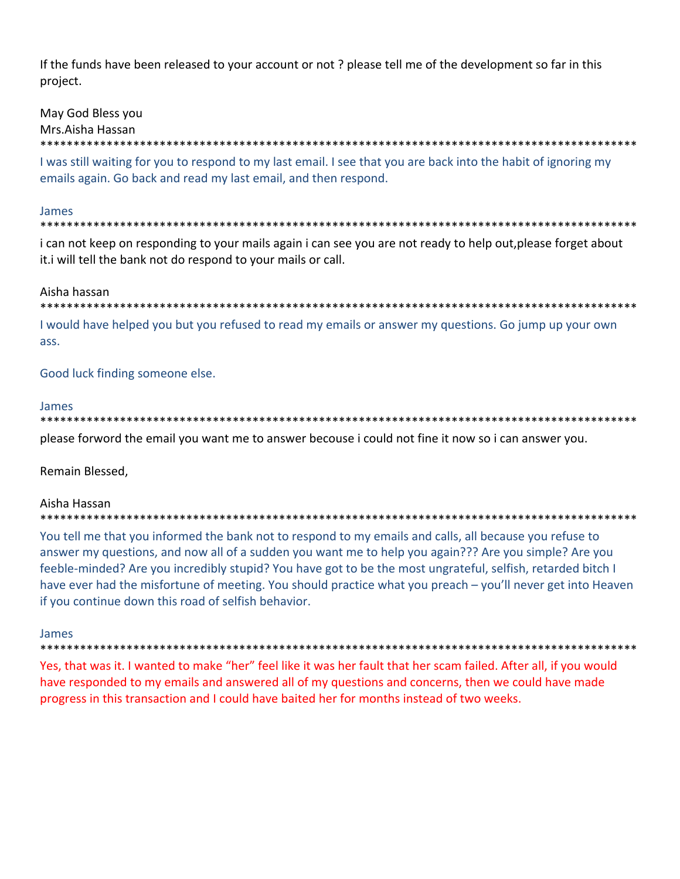If the funds have been released to your account or not ? please tell me of the development so far in this project.

May God Bless you
Mrs.Aisha Hassan
******************************************************************************************

I was still waiting for you to respond to my last email. I see that you are back into the habit of ignoring my emails again. Go back and read my last email, and then respond.

James
******************************************************************************************

i can not keep on responding to your mails again i can see you are not ready to help out,please forget about it.i will tell the bank not do respond to your mails or call.

Aisha hassan
******************************************************************************************

I would have helped you but you refused to read my emails or answer my questions. Go jump up your own ass.

Good luck finding someone else.

James
******************************************************************************************

please forword the email you want me to answer becouse i could not fine it now so i can answer you.

Remain Blessed,

Aisha Hassan
******************************************************************************************

You tell me that you informed the bank not to respond to my emails and calls, all because you refuse to answer my questions, and now all of a sudden you want me to help you again??? Are you simple? Are you feeble-minded? Are you incredibly stupid? You have got to be the most ungrateful, selfish, retarded bitch I have ever had the misfortune of meeting. You should practice what you preach – you'll never get into Heaven if you continue down this road of selfish behavior.

James
******************************************************************************************

Yes, that was it. I wanted to make "her" feel like it was her fault that her scam failed. After all, if you would have responded to my emails and answered all of my questions and concerns, then we could have made progress in this transaction and I could have baited her for months instead of two weeks.